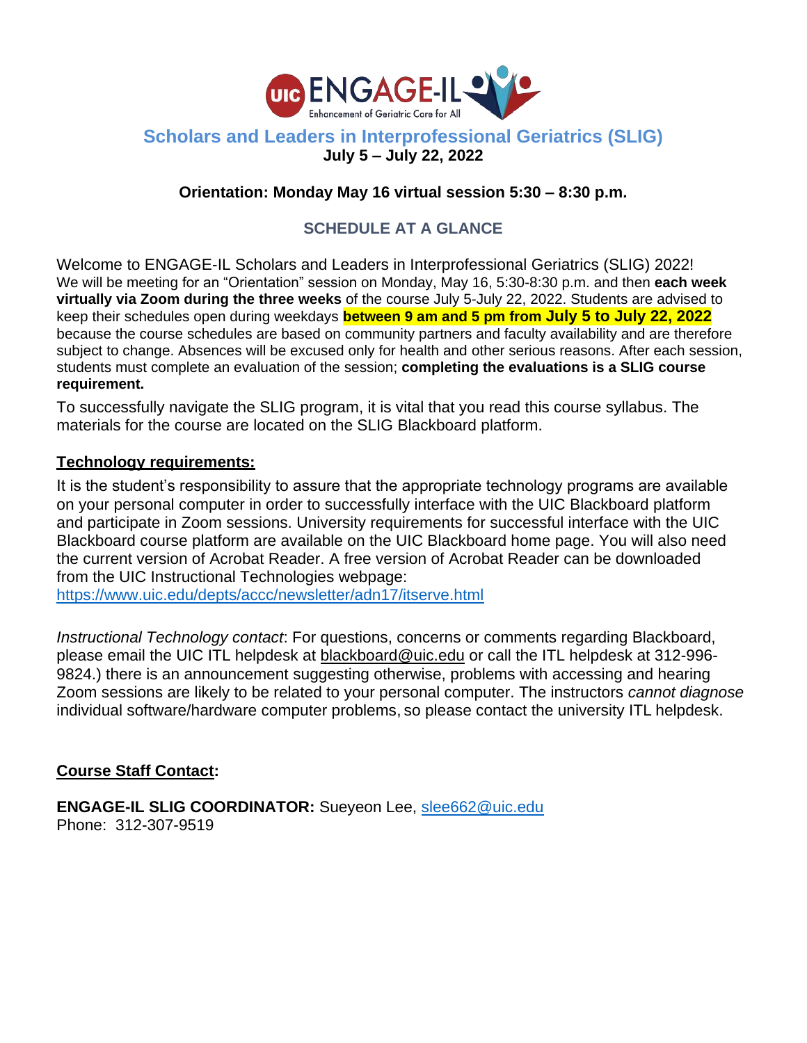ENGAGE-IL Enhancement of Geriatric Care for All

# Scholars and Leaders in Interprofessional Geriatrics (SLIG)

**July 5 – July 22, 2022**

**Orientation: Monday May 16 virtual session 5:30 – 8:30 p.m.**

## SCHEDULE AT A GLANCE

Welcome to ENGAGE-IL Scholars and Leaders in Interprofessional Geriatrics (SLIG) 2022! We will be meeting for an "Orientation" session on Monday, May 16, 5:30-8:30 p.m. and then **each week virtually via Zoom during the three weeks** of the course July 5-July 22, 2022. Students are advised to keep their schedules open during weekdays **between 9 am and 5 pm from July 5 to July 22, 2022** because the course schedules are based on community partners and faculty availability and are therefore subject to change. Absences will be excused only for health and other serious reasons. After each session, students must complete an evaluation of the session; **completing the evaluations is a SLIG course requirement.**

To successfully navigate the SLIG program, it is vital that you read this course syllabus. The materials for the course are located on the SLIG Blackboard platform.

**Technology requirements:**

It is the student's responsibility to assure that the appropriate technology programs are available on your personal computer in order to successfully interface with the UIC Blackboard platform and participate in Zoom sessions. University requirements for successful interface with the UIC Blackboard course platform are available on the UIC Blackboard home page. You will also need the current version of Acrobat Reader. A free version of Acrobat Reader can be downloaded from the UIC Instructional Technologies webpage: https://www.uic.edu/depts/accc/newsletter/adn17/itserve.html

*Instructional Technology contact*: For questions, concerns or comments regarding Blackboard, please email the UIC ITL helpdesk at blackboard@uic.edu or call the ITL helpdesk at 312-996-9824.) there is an announcement suggesting otherwise, problems with accessing and hearing Zoom sessions are likely to be related to your personal computer. The instructors *cannot diagnose* individual software/hardware computer problems, so please contact the university ITL helpdesk.

**Course Staff Contact:**

**ENGAGE-IL SLIG COORDINATOR:** Sueyeon Lee, slee662@uic.edu
Phone: 312-307-9519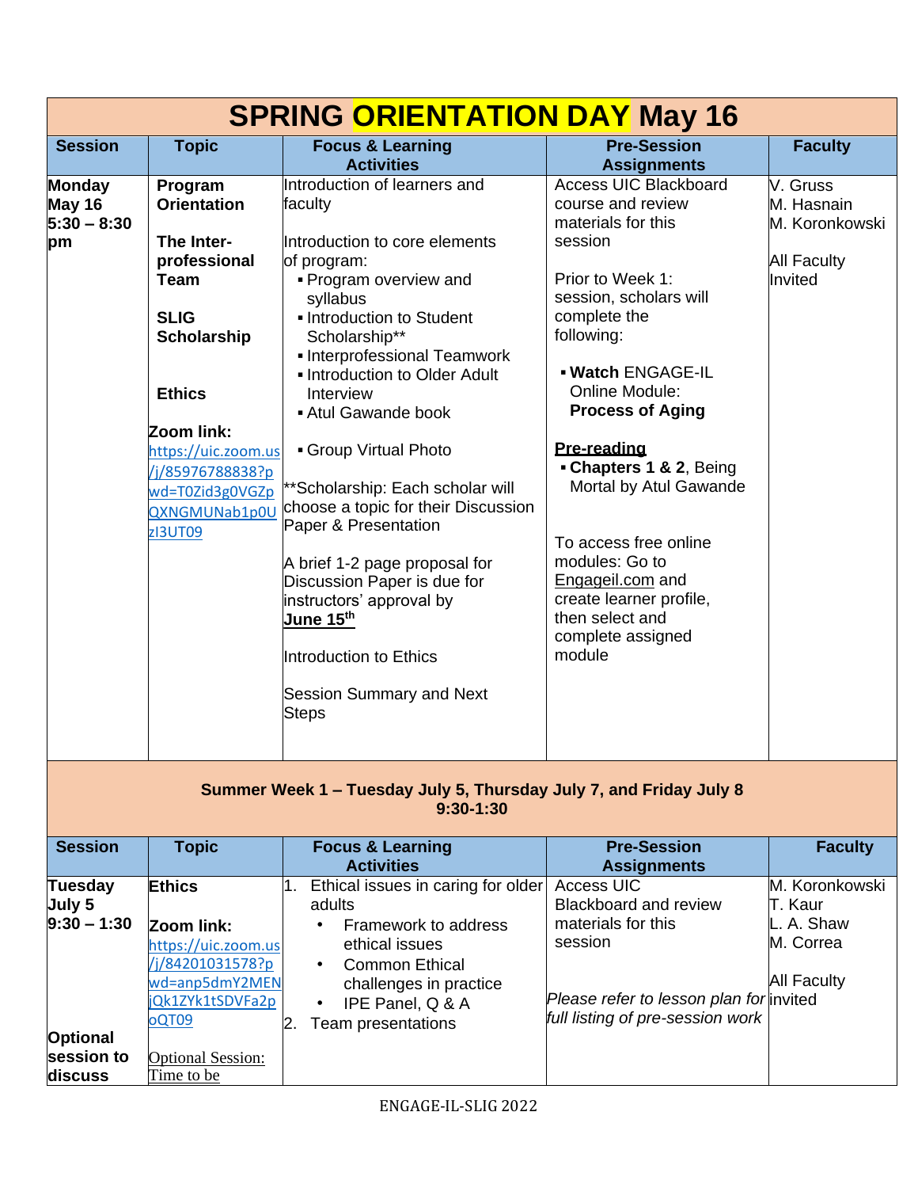# SPRING ORIENTATION DAY May 16

| Session | Topic | Focus & Learning Activities | Pre-Session Assignments | Faculty |
|---|---|---|---|---|
| **Monday May 16 5:30 – 8:30 pm** | **Program Orientation**<br><br>**The Inter-professional Team**<br><br>**SLIG Scholarship**<br><br>**Ethics**<br><br>**Zoom link:**<br>https://uic.zoom.us/j/85976788838?pwd=T0Zid3g0VGZpQXNGMUNab1p0UzI3UT09 | Introduction of learners and faculty<br><br>Introduction to core elements of program:<br>▪ Program overview and syllabus<br>▪ Introduction to Student Scholarship**<br>▪ Interprofessional Teamwork<br>▪ Introduction to Older Adult Interview<br>▪ Atul Gawande book<br><br>▪ Group Virtual Photo<br><br>**Scholarship: Each scholar will choose a topic for their Discussion Paper & Presentation<br><br>A brief 1-2 page proposal for Discussion Paper is due for instructors' approval by **June 15th**<br><br>Introduction to Ethics<br><br>Session Summary and Next Steps | Access UIC Blackboard course and review materials for this session<br><br>Prior to Week 1: session, scholars will complete the following:<br><br>▪ **Watch** ENGAGE-IL Online Module: **Process of Aging**<br><br>**Pre-reading**<br>▪ **Chapters 1 & 2**, Being Mortal by Atul Gawande<br><br>To access free online modules: Go to Engageil.com and create learner profile, then select and complete assigned module | V. Gruss<br>M. Hasnain<br>M. Koronkowski<br><br>All Faculty Invited |

**Summer Week 1 – Tuesday July 5, Thursday July 7, and Friday July 8 9:30-1:30**

| Session | Topic | Focus & Learning Activities | Pre-Session Assignments | Faculty |
|---|---|---|---|---|
| **Tuesday July 5 9:30 – 1:30**<br><br>**Optional session to discuss** | **Ethics**<br><br>**Zoom link:**<br>https://uic.zoom.us/j/84201031578?pwd=anp5dmY2MENjQk1ZYk1tSDVFa2poQT09<br><br>Optional Session: Time to be | 1. Ethical issues in caring for older adults<br>• Framework to address ethical issues<br>• Common Ethical challenges in practice<br>• IPE Panel, Q & A<br>2. Team presentations | Access UIC Blackboard and review materials for this session<br><br>*Please refer to lesson plan for full listing of pre-session work* | M. Koronkowski<br>T. Kaur<br>L. A. Shaw<br>M. Correa<br><br>All Faculty invited |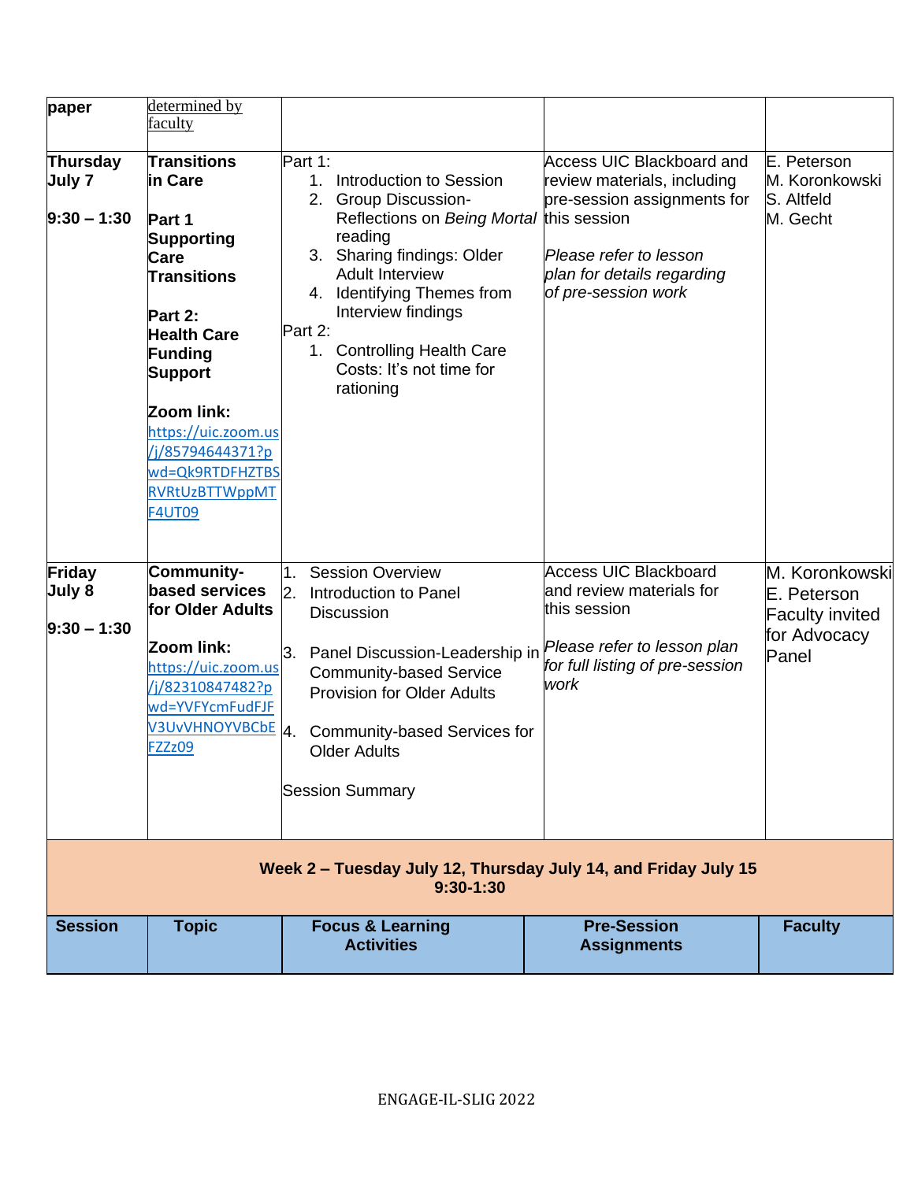| | | | | |
|---|---|---|---|---|
| **paper** | determined by faculty | | | |
| **Thursday July 7**<br><br>**9:30 – 1:30** | **Transitions in Care**<br><br>**Part 1 Supporting Care Transitions**<br><br>**Part 2: Health Care Funding Support**<br><br>**Zoom link:** https://uic.zoom.us/j/85794644371?pwd=Qk9RTDFHZTBSRVRtUzBTTWppMTF4UT09 | Part 1:<br>1. Introduction to Session<br>2. Group Discussion- Reflections on *Being Mortal* reading<br>3. Sharing findings: Older Adult Interview<br>4. Identifying Themes from Interview findings<br>Part 2:<br>1. Controlling Health Care Costs: It's not time for rationing | Access UIC Blackboard and review materials, including pre-session assignments for this session<br><br>*Please refer to lesson plan for details regarding of pre-session work* | E. Peterson<br>M. Koronkowski<br>S. Altfeld<br>M. Gecht |
| **Friday July 8**<br><br>**9:30 – 1:30** | **Community-based services for Older Adults**<br><br>**Zoom link:** https://uic.zoom.us/j/82310847482?pwd=YVFYcmFudFJFV3UvVHNOYVBCbEFZZz09 | 1. Session Overview<br>2. Introduction to Panel Discussion<br><br>3. Panel Discussion-Leadership in Community-based Service Provision for Older Adults<br><br>4. Community-based Services for Older Adults<br><br>Session Summary | Access UIC Blackboard and review materials for this session<br><br>*Please refer to lesson plan for full listing of pre-session work* | M. Koronkowski<br>E. Peterson<br>Faculty invited for Advocacy Panel |

**Week 2 – Tuesday July 12, Thursday July 14, and Friday July 15**
**9:30-1:30**

| Session | Topic | Focus & Learning Activities | Pre-Session Assignments | Faculty |
|---|---|---|---|---|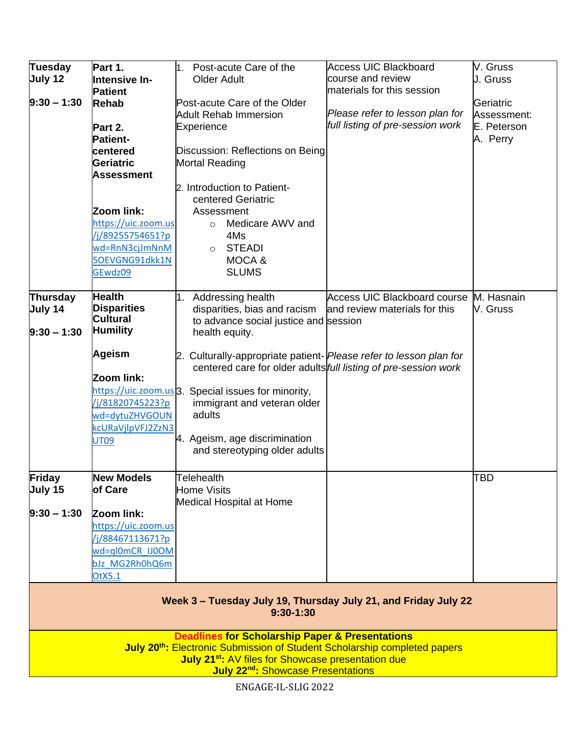| | | | | |
|---|---|---|---|---|
| **Tuesday July 12**<br><br>**9:30 – 1:30** | **Part 1. Intensive In-Patient Rehab**<br><br>**Part 2. Patient-centered Geriatric Assessment**<br><br>**Zoom link:** https://uic.zoom.us/j/89255754651?pwd=RnN3cjJmNnM5OEVGNG91dkk1NGEwdz09 | 1. Post-acute Care of the Older Adult<br><br>Post-acute Care of the Older Adult Rehab Immersion Experience<br><br>Discussion: Reflections on Being Mortal Reading<br><br>2. Introduction to Patient-centered Geriatric Assessment<br>◦ Medicare AWV and 4Ms<br>◦ STEADI MOCA & SLUMS | Access UIC Blackboard course and review materials for this session<br><br>*Please refer to lesson plan for full listing of pre-session work* | V. Gruss<br>J. Gruss<br><br>Geriatric Assessment:<br>E. Peterson<br>A. Perry |
| **Thursday July 14**<br><br>**9:30 – 1:30** | **Health Disparities Cultural Humility**<br><br>**Ageism**<br><br>**Zoom link:** https://uic.zoom.us/j/81820745223?pwd=dytuZHVGOUNkcURaVjlpVFJ2ZzN3UT09 | 1. Addressing health disparities, bias and racism to advance social justice and health equity.<br><br>2. Culturally-appropriate patient-centered care for older adults<br><br>3. Special issues for minority, immigrant and veteran older adults<br><br>4. Ageism, age discrimination and stereotyping older adults | Access UIC Blackboard course and review materials for this session<br><br>*Please refer to lesson plan for full listing of pre-session work* | M. Hasnain<br>V. Gruss |
| **Friday July 15**<br><br>**9:30 – 1:30** | **New Models of Care**<br><br>**Zoom link:** https://uic.zoom.us/j/88467113671?pwd=ql0mCR_IJ0OMbJz_MG2Rh0hQ6mOtX5.1 | Telehealth<br>Home Visits<br>Medical Hospital at Home | | TBD |

**Week 3 – Tuesday July 19, Thursday July 21, and Friday July 22**
**9:30-1:30**

**Deadlines for Scholarship Paper & Presentations**

**July 20th:** Electronic Submission of Student Scholarship completed papers

**July 21st:** AV files for Showcase presentation due

**July 22nd:** Showcase Presentations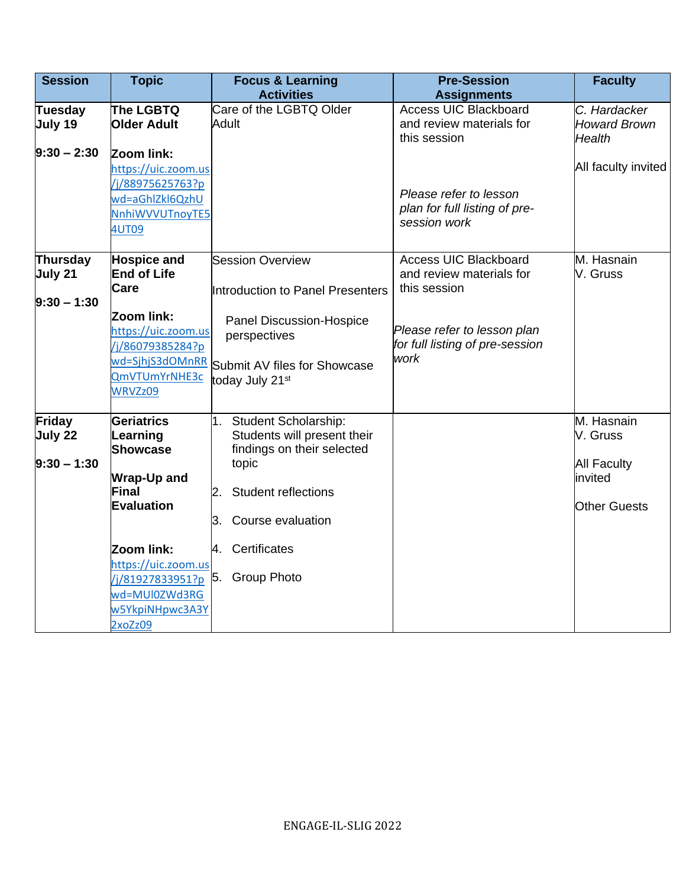| Session | Topic | Focus & Learning Activities | Pre-Session Assignments | Faculty |
| --- | --- | --- | --- | --- |
| **Tuesday July 19**<br><br>**9:30 – 2:30** | **The LGBTQ Older Adult**<br><br>**Zoom link:** https://uic.zoom.us/j/88975625763?pwd=aGhlZkl6QzhUNnhiWVVUTnoyTE54UT09 | Care of the LGBTQ Older Adult | Access UIC Blackboard and review materials for this session<br><br>*Please refer to lesson plan for full listing of pre-session work* | *C. Hardacker Howard Brown Health*<br><br>All faculty invited |
| **Thursday July 21**<br><br>**9:30 – 1:30** | **Hospice and End of Life Care**<br><br>**Zoom link:** https://uic.zoom.us/j/86079385284?pwd=SjhjS3dOMnRRQmVTUmYrNHE3cWRVZz09 | Session Overview<br><br>Introduction to Panel Presenters<br><br>Panel Discussion-Hospice perspectives<br><br>Submit AV files for Showcase today July 21st | Access UIC Blackboard and review materials for this session<br><br>*Please refer to lesson plan for full listing of pre-session work* | M. Hasnain<br>V. Gruss |
| **Friday July 22**<br><br>**9:30 – 1:30** | **Geriatrics Learning Showcase**<br><br>**Wrap-Up and Final Evaluation**<br><br>**Zoom link:** https://uic.zoom.us/j/81927833951?pwd=MUl0ZWd3RGw5YkpiNHpwc3A3Y2xoZz09 | 1. Student Scholarship: Students will present their findings on their selected topic<br><br>2. Student reflections<br><br>3. Course evaluation<br><br>4. Certificates<br><br>5. Group Photo | | M. Hasnain<br>V. Gruss<br><br>All Faculty invited<br><br>Other Guests |